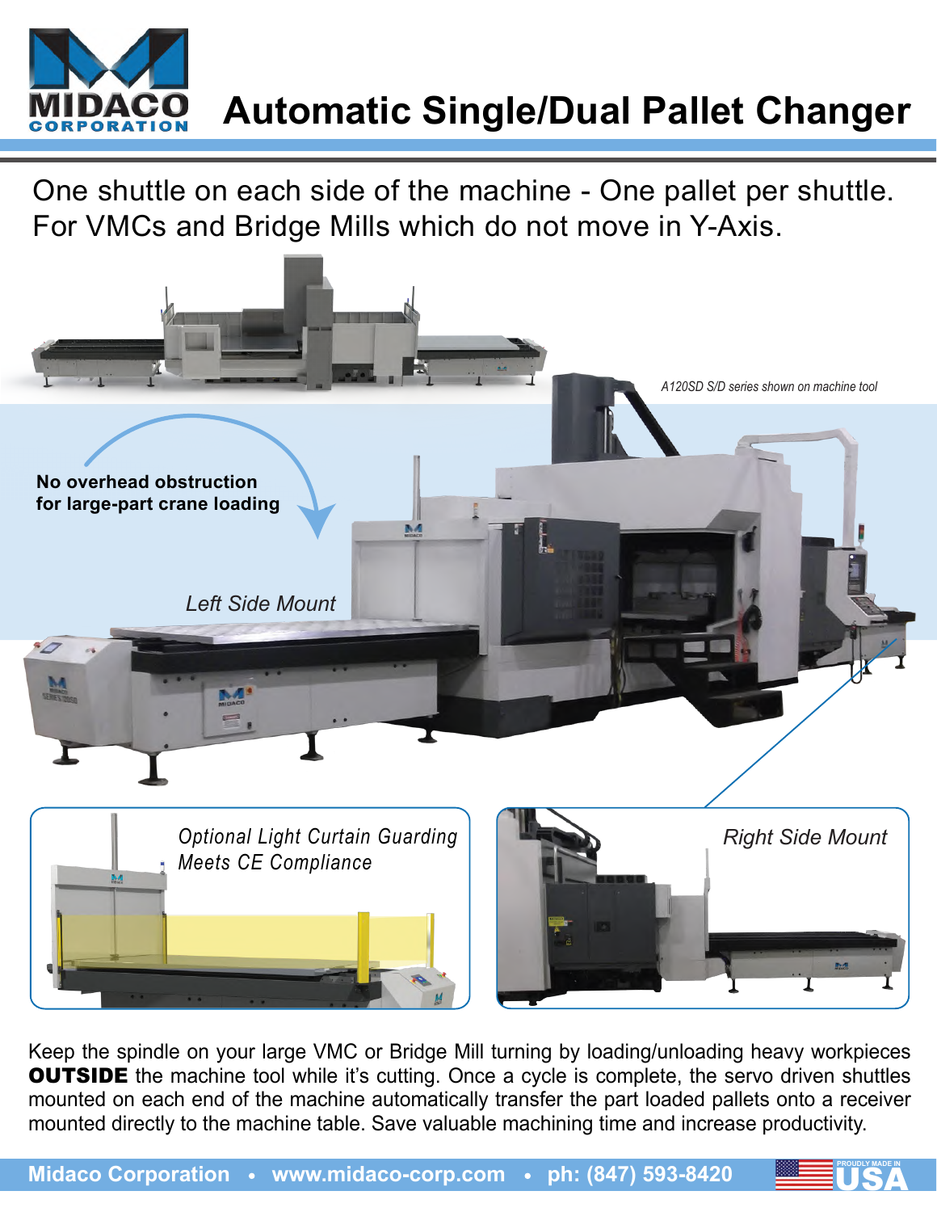MIDACO CORPORATION

# Automatic Single/Dual Pallet Changer

One shuttle on each side of the machine - One pallet per shuttle.
For VMCs and Bridge Mills which do not move in Y-Axis.

*A120SD S/D series shown on machine tool*

**No overhead obstruction for large-part crane loading**

*Left Side Mount*

*Optional Light Curtain Guarding Meets CE Compliance*

*Right Side Mount*

Keep the spindle on your large VMC or Bridge Mill turning by loading/unloading heavy workpieces **OUTSIDE** the machine tool while it's cutting. Once a cycle is complete, the servo driven shuttles mounted on each end of the machine automatically transfer the part loaded pallets onto a receiver mounted directly to the machine table. Save valuable machining time and increase productivity.

**Midaco Corporation • www.midaco-corp.com • ph: (847) 593-8420**

PROUDLY MADE IN USA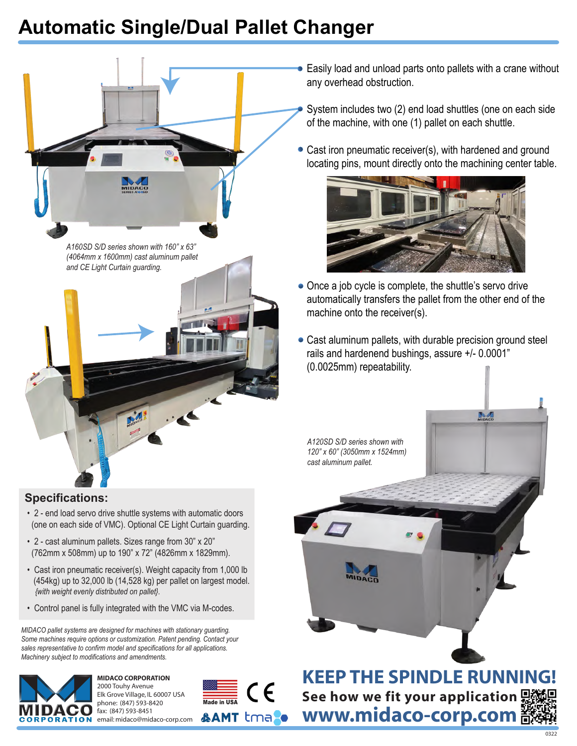# Automatic Single/Dual Pallet Changer

- Easily load and unload parts onto pallets with a crane without any overhead obstruction.
- System includes two (2) end load shuttles (one on each side of the machine, with one (1) pallet on each shuttle.
- Cast iron pneumatic receiver(s), with hardened and ground locating pins, mount directly onto the machining center table.

*A160SD S/D series shown with 160" x 63" (4064mm x 1600mm) cast aluminum pallet and CE Light Curtain guarding.*

- Once a job cycle is complete, the shuttle's servo drive automatically transfers the pallet from the other end of the machine onto the receiver(s).
- Cast aluminum pallets, with durable precision ground steel rails and hardenend bushings, assure +/- 0.0001" (0.0025mm) repeatability.

*A120SD S/D series shown with 120" x 60" (3050mm x 1524mm) cast aluminum pallet.*

## Specifications:

- 2 - end load servo drive shuttle systems with automatic doors (one on each side of VMC). Optional CE Light Curtain guarding.
- 2 - cast aluminum pallets. Sizes range from 30" x 20" (762mm x 508mm) up to 190" x 72" (4826mm x 1829mm).
- Cast iron pneumatic receiver(s). Weight capacity from 1,000 lb (454kg) up to 32,000 lb (14,528 kg) per pallet on largest model. *{with weight evenly distributed on pallet}.*
- Control panel is fully integrated with the VMC via M-codes.

*MIDACO pallet systems are designed for machines with stationary guarding. Some machines require options or customization. Patent pending. Contact your sales representative to confirm model and specifications for all applications. Machinery subject to modifications and amendments.*

**MIDACO CORPORATION**
2000 Touhy Avenue
Elk Grove Village, IL 60007 USA
phone: (847) 593-8420
fax: (847) 593-8451
email: midaco@midaco-corp.com

Made in USA

## KEEP THE SPINDLE RUNNING!

**See how we fit your application**

**www.midaco-corp.com**

0322